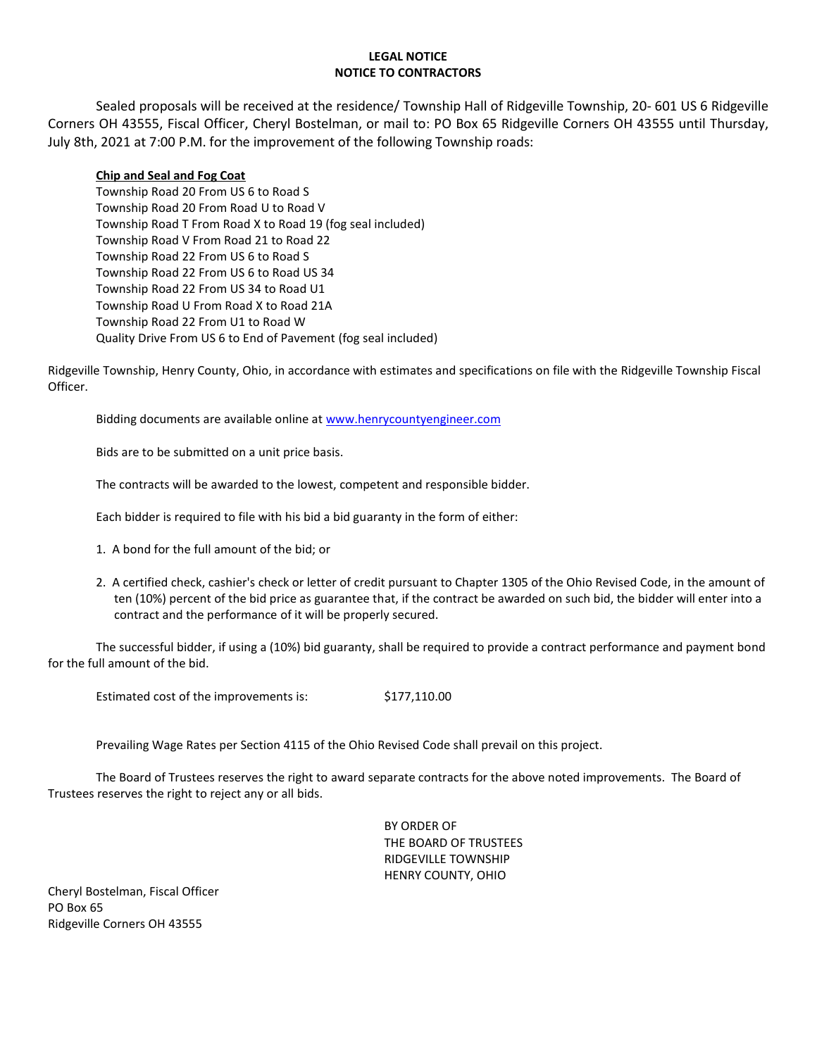**LEGAL NOTICE**
**NOTICE TO CONTRACTORS**

Sealed proposals will be received at the residence/ Township Hall of Ridgeville Township, 20- 601 US 6 Ridgeville Corners OH 43555, Fiscal Officer, Cheryl Bostelman, or mail to: PO Box 65 Ridgeville Corners OH 43555 until Thursday, July 8th, 2021 at 7:00 P.M. for the improvement of the following Township roads:

**Chip and Seal and Fog Coat**

Township Road 20 From US 6 to Road S
Township Road 20 From Road U to Road V
Township Road T From Road X to Road 19 (fog seal included)
Township Road V From Road 21 to Road 22
Township Road 22 From US 6 to Road S
Township Road 22 From US 6 to Road US 34
Township Road 22 From US 34 to Road U1
Township Road U From Road X to Road 21A
Township Road 22 From U1 to Road W
Quality Drive From US 6 to End of Pavement (fog seal included)

Ridgeville Township, Henry County, Ohio, in accordance with estimates and specifications on file with the Ridgeville Township Fiscal Officer.

Bidding documents are available online at www.henrycountyengineer.com

Bids are to be submitted on a unit price basis.

The contracts will be awarded to the lowest, competent and responsible bidder.

Each bidder is required to file with his bid a bid guaranty in the form of either:

1. A bond for the full amount of the bid; or
2. A certified check, cashier's check or letter of credit pursuant to Chapter 1305 of the Ohio Revised Code, in the amount of ten (10%) percent of the bid price as guarantee that, if the contract be awarded on such bid, the bidder will enter into a contract and the performance of it will be properly secured.

The successful bidder, if using a (10%) bid guaranty, shall be required to provide a contract performance and payment bond for the full amount of the bid.

Estimated cost of the improvements is: $177,110.00

Prevailing Wage Rates per Section 4115 of the Ohio Revised Code shall prevail on this project.

The Board of Trustees reserves the right to award separate contracts for the above noted improvements. The Board of Trustees reserves the right to reject any or all bids.

BY ORDER OF
THE BOARD OF TRUSTEES
RIDGEVILLE TOWNSHIP
HENRY COUNTY, OHIO

Cheryl Bostelman, Fiscal Officer
PO Box 65
Ridgeville Corners OH 43555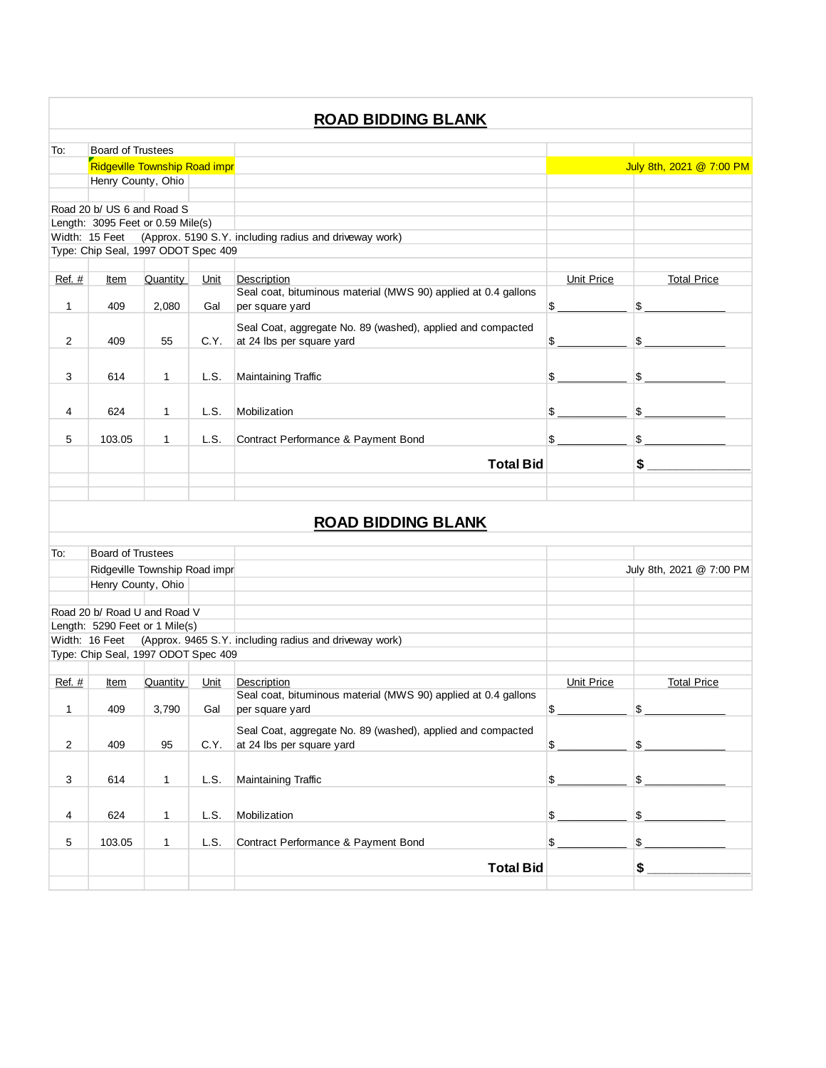## ROAD BIDDING BLANK

To: Board of Trustees
Ridgeville Township Road impr
Henry County, Ohio

July 8th, 2021 @ 7:00 PM

Road 20 b/ US 6 and Road S
Length: 3095 Feet or 0.59 Mile(s)
Width: 15 Feet (Approx. 5190 S.Y. including radius and driveway work)
Type: Chip Seal, 1997 ODOT Spec 409

| Ref. # | Item | Quantity | Unit | Description | Unit Price | Total Price |
|---|---|---|---|---|---|---|
| 1 | 409 | 2,080 | Gal | Seal coat, bituminous material (MWS 90) applied at 0.4 gallons per square yard | $ ___________ | $ ____________ |
| 2 | 409 | 55 | C.Y. | Seal Coat, aggregate No. 89 (washed), applied and compacted at 24 lbs per square yard | $ ___________ | $ ____________ |
| 3 | 614 | 1 | L.S. | Maintaining Traffic | $ ___________ | $ ____________ |
| 4 | 624 | 1 | L.S. | Mobilization | $ ___________ | $ ____________ |
| 5 | 103.05 | 1 | L.S. | Contract Performance & Payment Bond | $ ___________ | $ ____________ |
| | | | | **Total Bid** | | **$** ______________ |

## ROAD BIDDING BLANK

To: Board of Trustees
Ridgeville Township Road impr
Henry County, Ohio

July 8th, 2021 @ 7:00 PM

Road 20 b/ Road U and Road V
Length: 5290 Feet or 1 Mile(s)
Width: 16 Feet (Approx. 9465 S.Y. including radius and driveway work)
Type: Chip Seal, 1997 ODOT Spec 409

| Ref. # | Item | Quantity | Unit | Description | Unit Price | Total Price |
|---|---|---|---|---|---|---|
| 1 | 409 | 3,790 | Gal | Seal coat, bituminous material (MWS 90) applied at 0.4 gallons per square yard | $ ___________ | $ ____________ |
| 2 | 409 | 95 | C.Y. | Seal Coat, aggregate No. 89 (washed), applied and compacted at 24 lbs per square yard | $ ___________ | $ ____________ |
| 3 | 614 | 1 | L.S. | Maintaining Traffic | $ ___________ | $ ____________ |
| 4 | 624 | 1 | L.S. | Mobilization | $ ___________ | $ ____________ |
| 5 | 103.05 | 1 | L.S. | Contract Performance & Payment Bond | $ ___________ | $ ____________ |
| | | | | **Total Bid** | | **$** ______________ |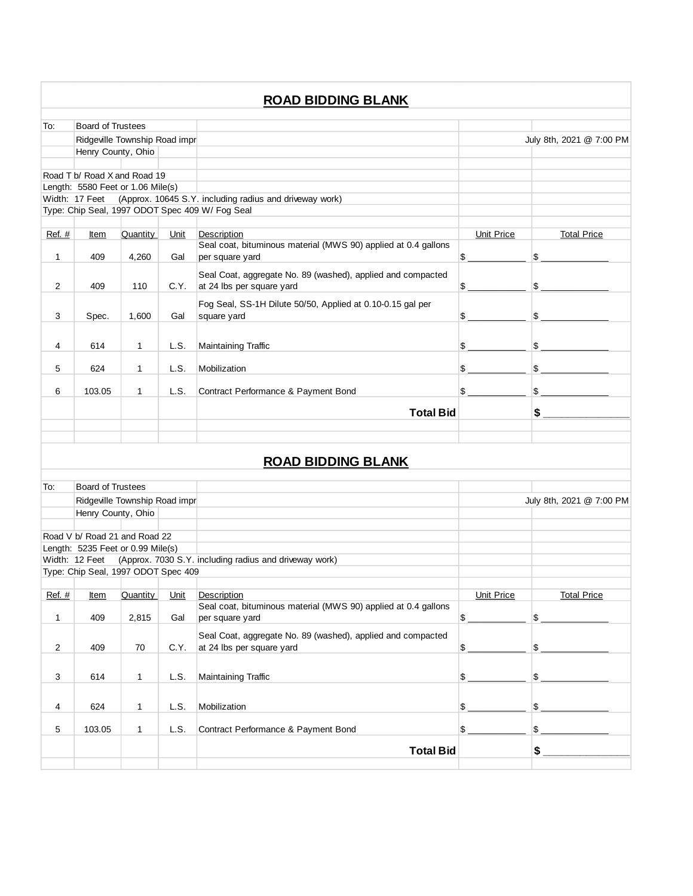## ROAD BIDDING BLANK

To: Board of Trustees
Ridgeville Township Road impr
Henry County, Ohio

July 8th, 2021 @ 7:00 PM

Road T b/ Road X and Road 19
Length: 5580 Feet or 1.06 Mile(s)
Width: 17 Feet (Approx. 10645 S.Y. including radius and driveway work)
Type: Chip Seal, 1997 ODOT Spec 409 W/ Fog Seal

| Ref. # | Item | Quantity | Unit | Description | Unit Price | Total Price |
|---|---|---|---|---|---|---|
| 1 | 409 | 4,260 | Gal | Seal coat, bituminous material (MWS 90) applied at 0.4 gallons per square yard | $ ___________ | $ _____________ |
| 2 | 409 | 110 | C.Y. | Seal Coat, aggregate No. 89 (washed), applied and compacted at 24 lbs per square yard | $ ___________ | $ _____________ |
| 3 | Spec. | 1,600 | Gal | Fog Seal, SS-1H Dilute 50/50, Applied at 0.10-0.15 gal per square yard | $ ___________ | $ _____________ |
| 4 | 614 | 1 | L.S. | Maintaining Traffic | $ ___________ | $ _____________ |
| 5 | 624 | 1 | L.S. | Mobilization | $ ___________ | $ _____________ |
| 6 | 103.05 | 1 | L.S. | Contract Performance & Payment Bond | $ ___________ | $ _____________ |
| | | | | **Total Bid** | | **$** _______________ |

## ROAD BIDDING BLANK

To: Board of Trustees
Ridgeville Township Road impr
Henry County, Ohio

July 8th, 2021 @ 7:00 PM

Road V b/ Road 21 and Road 22
Length: 5235 Feet or 0.99 Mile(s)
Width: 12 Feet (Approx. 7030 S.Y. including radius and driveway work)
Type: Chip Seal, 1997 ODOT Spec 409

| Ref. # | Item | Quantity | Unit | Description | Unit Price | Total Price |
|---|---|---|---|---|---|---|
| 1 | 409 | 2,815 | Gal | Seal coat, bituminous material (MWS 90) applied at 0.4 gallons per square yard | $ ___________ | $ _____________ |
| 2 | 409 | 70 | C.Y. | Seal Coat, aggregate No. 89 (washed), applied and compacted at 24 lbs per square yard | $ ___________ | $ _____________ |
| 3 | 614 | 1 | L.S. | Maintaining Traffic | $ ___________ | $ _____________ |
| 4 | 624 | 1 | L.S. | Mobilization | $ ___________ | $ _____________ |
| 5 | 103.05 | 1 | L.S. | Contract Performance & Payment Bond | $ ___________ | $ _____________ |
| | | | | **Total Bid** | | **$** _______________ |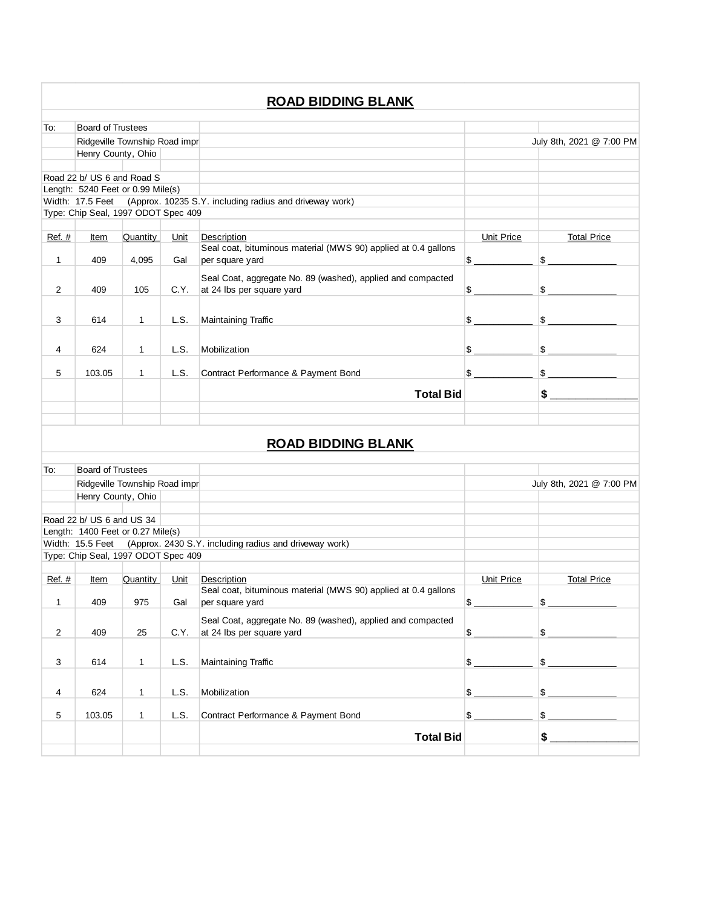# ROAD BIDDING BLANK

To: Board of Trustees
Ridgeville Township Road impr
Henry County, Ohio

July 8th, 2021 @ 7:00 PM

Road 22 b/ US 6 and Road S
Length: 5240 Feet or 0.99 Mile(s)
Width: 17.5 Feet (Approx. 10235 S.Y. including radius and driveway work)
Type: Chip Seal, 1997 ODOT Spec 409

| Ref. # | Item | Quantity | Unit | Description | Unit Price | Total Price |
|---|---|---|---|---|---|---|
| 1 | 409 | 4,095 | Gal | Seal coat, bituminous material (MWS 90) applied at 0.4 gallons per square yard | $ ___________ | $ _____________ |
| 2 | 409 | 105 | C.Y. | Seal Coat, aggregate No. 89 (washed), applied and compacted at 24 lbs per square yard | $ ___________ | $ _____________ |
| 3 | 614 | 1 | L.S. | Maintaining Traffic | $ ___________ | $ _____________ |
| 4 | 624 | 1 | L.S. | Mobilization | $ ___________ | $ _____________ |
| 5 | 103.05 | 1 | L.S. | Contract Performance & Payment Bond | $ ___________ | $ _____________ |
| | | | | **Total Bid** | | **$** _______________ |

# ROAD BIDDING BLANK

To: Board of Trustees
Ridgeville Township Road impr
Henry County, Ohio

July 8th, 2021 @ 7:00 PM

Road 22 b/ US 6 and US 34
Length: 1400 Feet or 0.27 Mile(s)
Width: 15.5 Feet (Approx. 2430 S.Y. including radius and driveway work)
Type: Chip Seal, 1997 ODOT Spec 409

| Ref. # | Item | Quantity | Unit | Description | Unit Price | Total Price |
|---|---|---|---|---|---|---|
| 1 | 409 | 975 | Gal | Seal coat, bituminous material (MWS 90) applied at 0.4 gallons per square yard | $ ___________ | $ _____________ |
| 2 | 409 | 25 | C.Y. | Seal Coat, aggregate No. 89 (washed), applied and compacted at 24 lbs per square yard | $ ___________ | $ _____________ |
| 3 | 614 | 1 | L.S. | Maintaining Traffic | $ ___________ | $ _____________ |
| 4 | 624 | 1 | L.S. | Mobilization | $ ___________ | $ _____________ |
| 5 | 103.05 | 1 | L.S. | Contract Performance & Payment Bond | $ ___________ | $ _____________ |
| | | | | **Total Bid** | | **$** _______________ |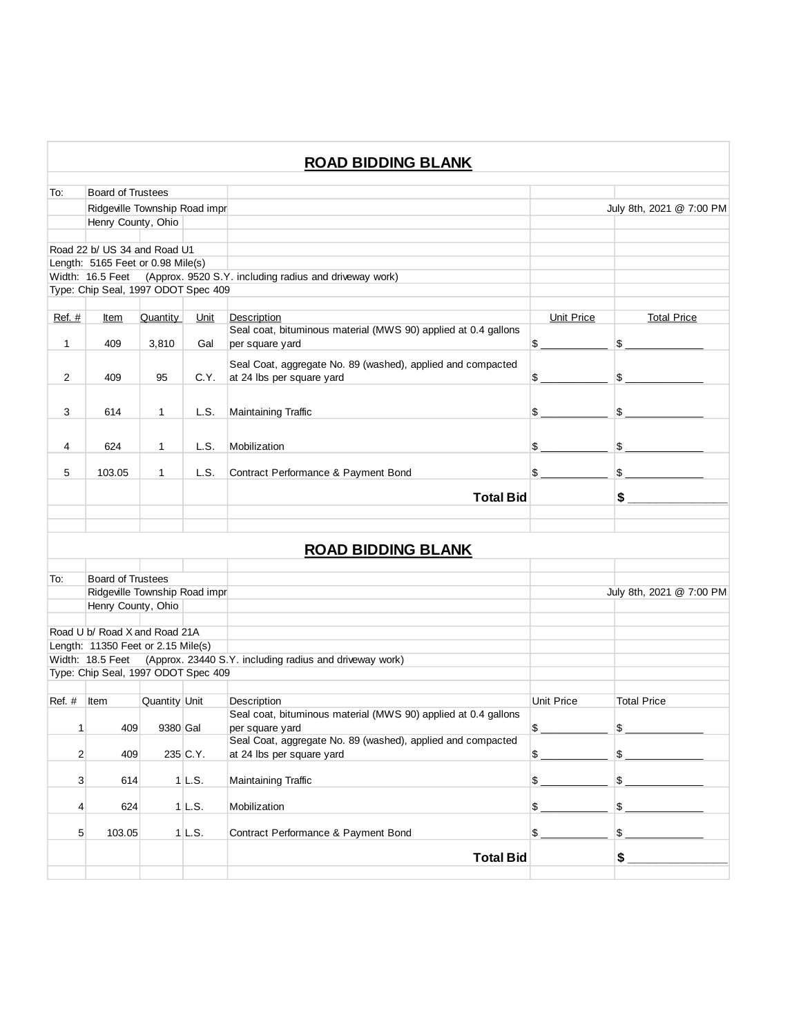## ROAD BIDDING BLANK

To: Board of Trustees
Ridgeville Township Road impr
Henry County, Ohio

July 8th, 2021 @ 7:00 PM

Road 22 b/ US 34 and Road U1
Length: 5165 Feet or 0.98 Mile(s)
Width: 16.5 Feet (Approx. 9520 S.Y. including radius and driveway work)
Type: Chip Seal, 1997 ODOT Spec 409

| Ref. # | Item | Quantity | Unit | Description | Unit Price | Total Price |
|---|---|---|---|---|---|---|
| 1 | 409 | 3,810 | Gal | Seal coat, bituminous material (MWS 90) applied at 0.4 gallons per square yard | $ ___________ | $ _____________ |
| 2 | 409 | 95 | C.Y. | Seal Coat, aggregate No. 89 (washed), applied and compacted at 24 lbs per square yard | $ ___________ | $ _____________ |
| 3 | 614 | 1 | L.S. | Maintaining Traffic | $ ___________ | $ _____________ |
| 4 | 624 | 1 | L.S. | Mobilization | $ ___________ | $ _____________ |
| 5 | 103.05 | 1 | L.S. | Contract Performance & Payment Bond | $ ___________ | $ _____________ |
| | | | | **Total Bid** | | **$** _______________ |

## ROAD BIDDING BLANK

To: Board of Trustees
Ridgeville Township Road impr
Henry County, Ohio

July 8th, 2021 @ 7:00 PM

Road U b/ Road X and Road 21A
Length: 11350 Feet or 2.15 Mile(s)
Width: 18.5 Feet (Approx. 23440 S.Y. including radius and driveway work)
Type: Chip Seal, 1997 ODOT Spec 409

| Ref. # | Item | Quantity | Unit | Description | Unit Price | Total Price |
|---|---|---|---|---|---|---|
| 1 | 409 | 9380 | Gal | Seal coat, bituminous material (MWS 90) applied at 0.4 gallons per square yard | $ ___________ | $ _____________ |
| 2 | 409 | 235 | C.Y. | Seal Coat, aggregate No. 89 (washed), applied and compacted at 24 lbs per square yard | $ ___________ | $ _____________ |
| 3 | 614 | 1 | L.S. | Maintaining Traffic | $ ___________ | $ _____________ |
| 4 | 624 | 1 | L.S. | Mobilization | $ ___________ | $ _____________ |
| 5 | 103.05 | 1 | L.S. | Contract Performance & Payment Bond | $ ___________ | $ _____________ |
| | | | | **Total Bid** | | **$** _______________ |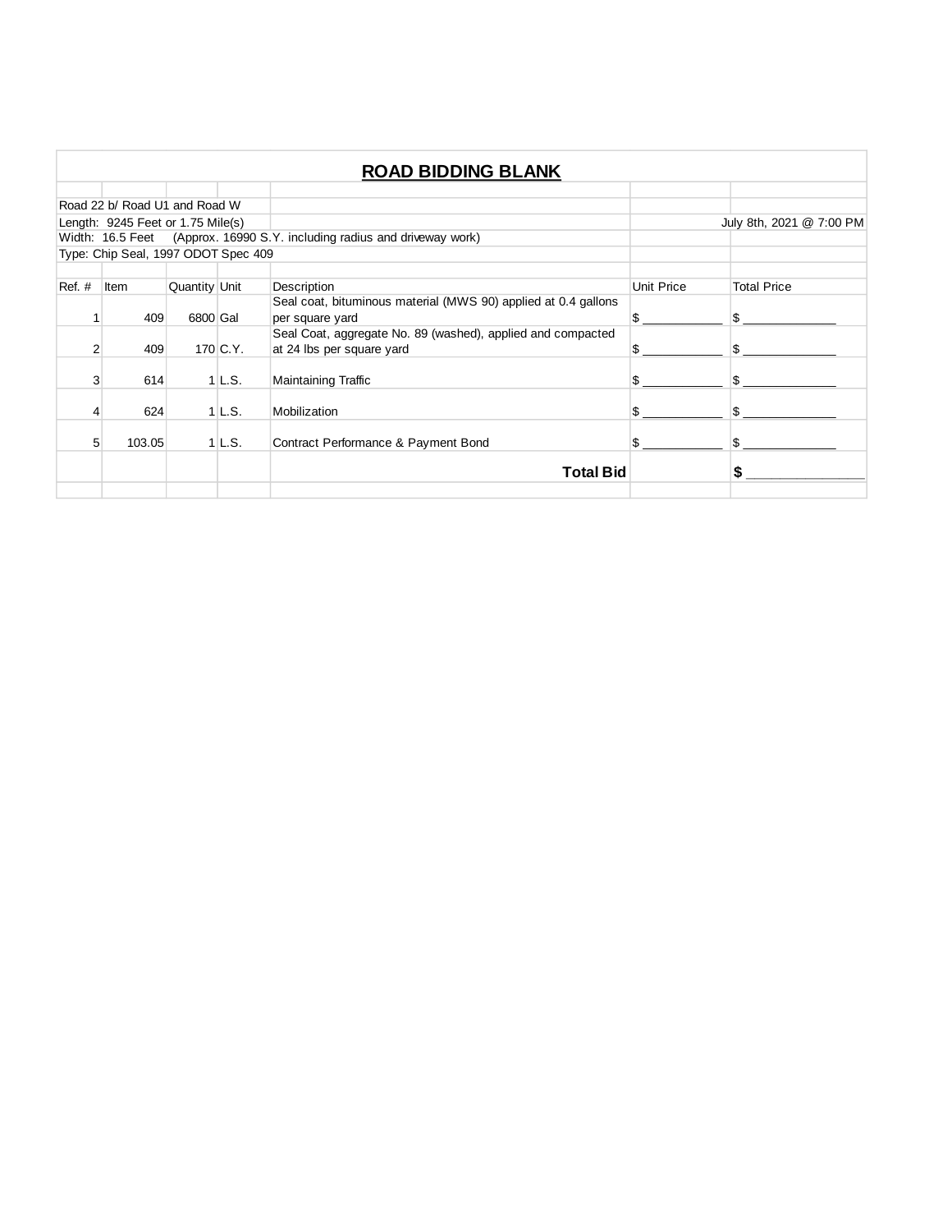## ROAD BIDDING BLANK

Road 22 b/ Road U1 and Road W

Length: 9245 Feet or 1.75 Mile(s) — July 8th, 2021 @ 7:00 PM

Width: 16.5 Feet (Approx. 16990 S.Y. including radius and driveway work)

Type: Chip Seal, 1997 ODOT Spec 409

| Ref. # | Item | Quantity | Unit | Description | Unit Price | Total Price |
|---|---|---|---|---|---|---|
| 1 | 409 | 6800 | Gal | Seal coat, bituminous material (MWS 90) applied at 0.4 gallons per square yard | $ ___________ | $ _____________ |
| 2 | 409 | 170 | C.Y. | Seal Coat, aggregate No. 89 (washed), applied and compacted at 24 lbs per square yard | $ ___________ | $ _____________ |
| 3 | 614 | 1 | L.S. | Maintaining Traffic | $ ___________ | $ _____________ |
| 4 | 624 | 1 | L.S. | Mobilization | $ ___________ | $ _____________ |
| 5 | 103.05 | 1 | L.S. | Contract Performance & Payment Bond | $ ___________ | $ _____________ |
| | | | | **Total Bid** | | **$** _______________ |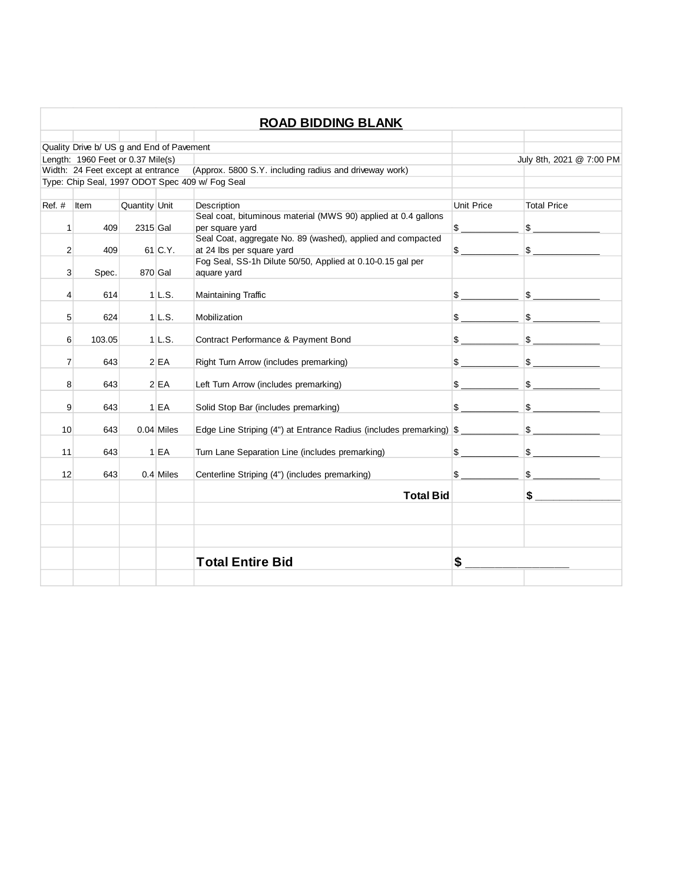## ROAD BIDDING BLANK

Quality Drive b/ US g and End of Pavement

Length: 1960 Feet or 0.37 Mile(s) — July 8th, 2021 @ 7:00 PM

Width: 24 Feet except at entrance (Approx. 5800 S.Y. including radius and driveway work)

Type: Chip Seal, 1997 ODOT Spec 409 w/ Fog Seal

| Ref. # | Item | Quantity | Unit | Description | Unit Price | Total Price |
|---|---|---|---|---|---|---|
| 1 | 409 | 2315 | Gal | Seal coat, bituminous material (MWS 90) applied at 0.4 gallons per square yard | $ ___________ | $ _____________ |
| 2 | 409 | 61 | C.Y. | Seal Coat, aggregate No. 89 (washed), applied and compacted at 24 lbs per square yard | $ ___________ | $ _____________ |
| 3 | Spec. | 870 | Gal | Fog Seal, SS-1h Dilute 50/50, Applied at 0.10-0.15 gal per aquare yard | | |
| 4 | 614 | 1 | L.S. | Maintaining Traffic | $ ___________ | $ _____________ |
| 5 | 624 | 1 | L.S. | Mobilization | $ ___________ | $ _____________ |
| 6 | 103.05 | 1 | L.S. | Contract Performance & Payment Bond | $ ___________ | $ _____________ |
| 7 | 643 | 2 | EA | Right Turn Arrow (includes premarking) | $ ___________ | $ _____________ |
| 8 | 643 | 2 | EA | Left Turn Arrow (includes premarking) | $ ___________ | $ _____________ |
| 9 | 643 | 1 | EA | Solid Stop Bar (includes premarking) | $ ___________ | $ _____________ |
| 10 | 643 | 0.04 | Miles | Edge Line Striping (4") at Entrance Radius (includes premarking) | $ ___________ | $ _____________ |
| 11 | 643 | 1 | EA | Turn Lane Separation Line (includes premarking) | $ ___________ | $ _____________ |
| 12 | 643 | 0.4 | Miles | Centerline Striping (4") (includes premarking) | $ ___________ | $ _____________ |
| | | | | **Total Bid** | | **$ _______________** |
| | | | | | | |
| | | | | | | |
| | | | | **Total Entire Bid** | **$ _______________** | |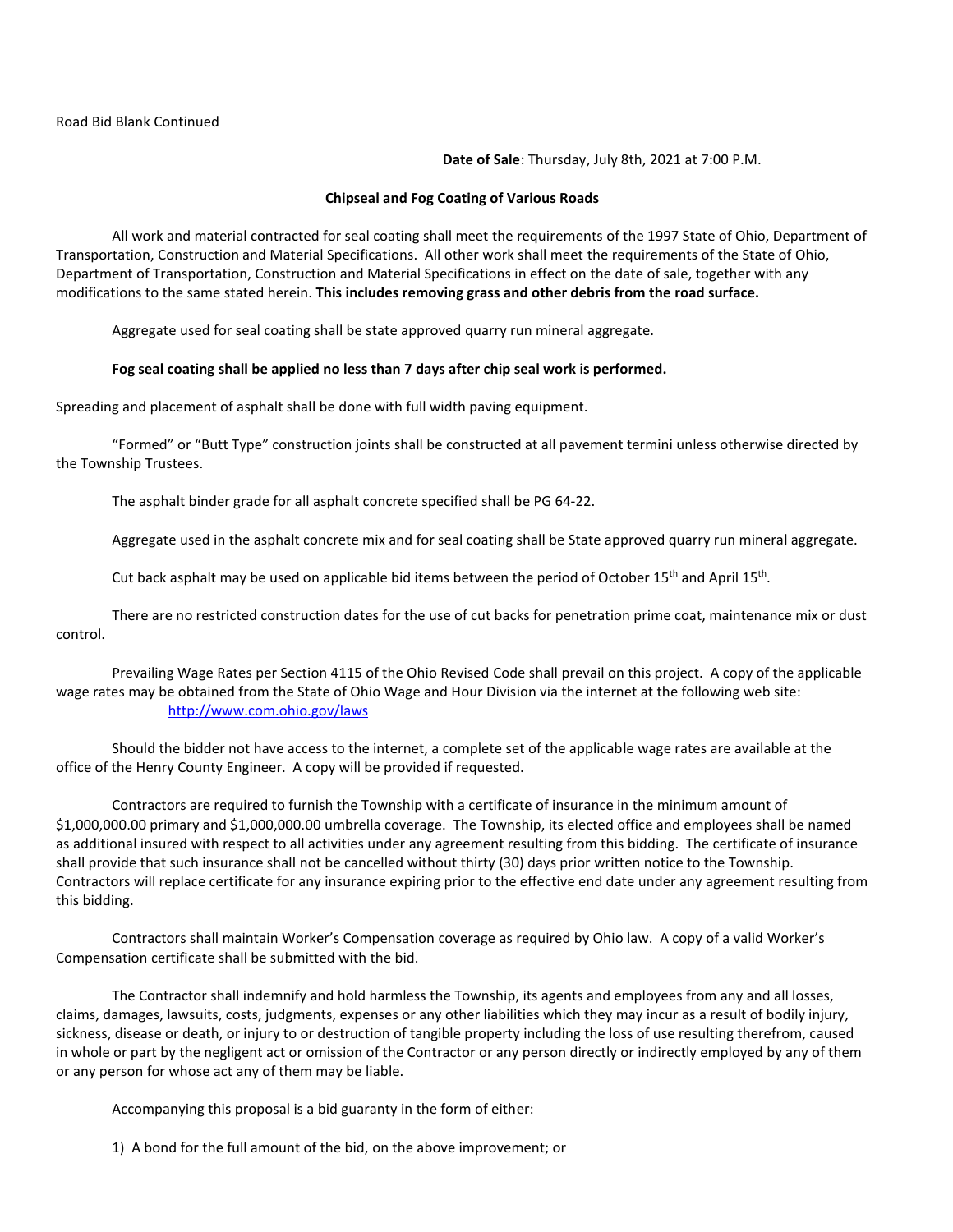Road Bid Blank Continued

**Date of Sale**: Thursday, July 8th, 2021 at 7:00 P.M.

**Chipseal and Fog Coating of Various Roads**

All work and material contracted for seal coating shall meet the requirements of the 1997 State of Ohio, Department of Transportation, Construction and Material Specifications. All other work shall meet the requirements of the State of Ohio, Department of Transportation, Construction and Material Specifications in effect on the date of sale, together with any modifications to the same stated herein. **This includes removing grass and other debris from the road surface.**

Aggregate used for seal coating shall be state approved quarry run mineral aggregate.

**Fog seal coating shall be applied no less than 7 days after chip seal work is performed.**

Spreading and placement of asphalt shall be done with full width paving equipment.

"Formed" or "Butt Type" construction joints shall be constructed at all pavement termini unless otherwise directed by the Township Trustees.

The asphalt binder grade for all asphalt concrete specified shall be PG 64-22.

Aggregate used in the asphalt concrete mix and for seal coating shall be State approved quarry run mineral aggregate.

Cut back asphalt may be used on applicable bid items between the period of October 15th and April 15th.

There are no restricted construction dates for the use of cut backs for penetration prime coat, maintenance mix or dust control.

Prevailing Wage Rates per Section 4115 of the Ohio Revised Code shall prevail on this project. A copy of the applicable wage rates may be obtained from the State of Ohio Wage and Hour Division via the internet at the following web site:
http://www.com.ohio.gov/laws

Should the bidder not have access to the internet, a complete set of the applicable wage rates are available at the office of the Henry County Engineer. A copy will be provided if requested.

Contractors are required to furnish the Township with a certificate of insurance in the minimum amount of $1,000,000.00 primary and $1,000,000.00 umbrella coverage. The Township, its elected office and employees shall be named as additional insured with respect to all activities under any agreement resulting from this bidding. The certificate of insurance shall provide that such insurance shall not be cancelled without thirty (30) days prior written notice to the Township. Contractors will replace certificate for any insurance expiring prior to the effective end date under any agreement resulting from this bidding.

Contractors shall maintain Worker's Compensation coverage as required by Ohio law. A copy of a valid Worker's Compensation certificate shall be submitted with the bid.

The Contractor shall indemnify and hold harmless the Township, its agents and employees from any and all losses, claims, damages, lawsuits, costs, judgments, expenses or any other liabilities which they may incur as a result of bodily injury, sickness, disease or death, or injury to or destruction of tangible property including the loss of use resulting therefrom, caused in whole or part by the negligent act or omission of the Contractor or any person directly or indirectly employed by any of them or any person for whose act any of them may be liable.

Accompanying this proposal is a bid guaranty in the form of either:

1) A bond for the full amount of the bid, on the above improvement; or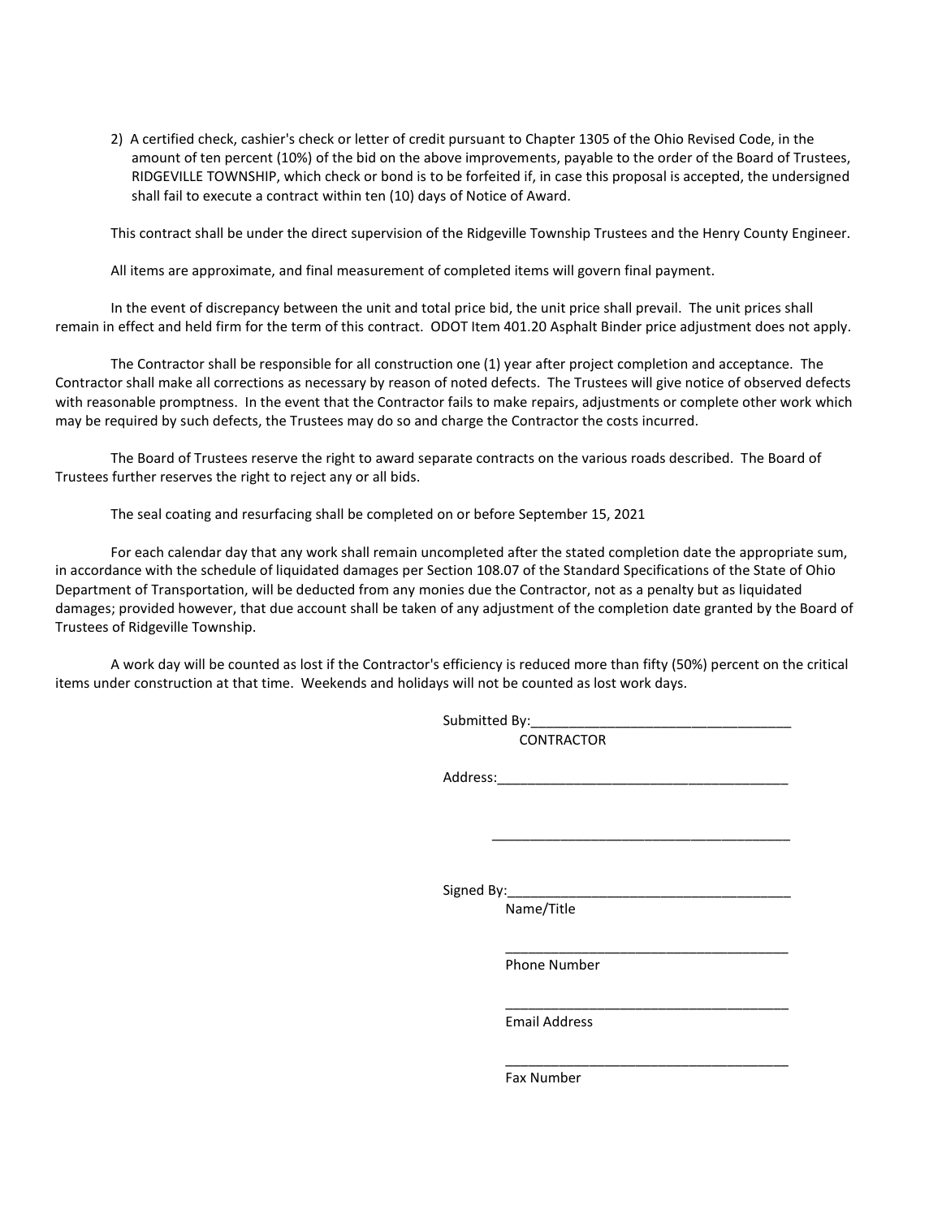2) A certified check, cashier's check or letter of credit pursuant to Chapter 1305 of the Ohio Revised Code, in the amount of ten percent (10%) of the bid on the above improvements, payable to the order of the Board of Trustees, RIDGEVILLE TOWNSHIP, which check or bond is to be forfeited if, in case this proposal is accepted, the undersigned shall fail to execute a contract within ten (10) days of Notice of Award.

This contract shall be under the direct supervision of the Ridgeville Township Trustees and the Henry County Engineer.

All items are approximate, and final measurement of completed items will govern final payment.

In the event of discrepancy between the unit and total price bid, the unit price shall prevail. The unit prices shall remain in effect and held firm for the term of this contract. ODOT Item 401.20 Asphalt Binder price adjustment does not apply.

The Contractor shall be responsible for all construction one (1) year after project completion and acceptance. The Contractor shall make all corrections as necessary by reason of noted defects. The Trustees will give notice of observed defects with reasonable promptness. In the event that the Contractor fails to make repairs, adjustments or complete other work which may be required by such defects, the Trustees may do so and charge the Contractor the costs incurred.

The Board of Trustees reserve the right to award separate contracts on the various roads described. The Board of Trustees further reserves the right to reject any or all bids.

The seal coating and resurfacing shall be completed on or before September 15, 2021

For each calendar day that any work shall remain uncompleted after the stated completion date the appropriate sum, in accordance with the schedule of liquidated damages per Section 108.07 of the Standard Specifications of the State of Ohio Department of Transportation, will be deducted from any monies due the Contractor, not as a penalty but as liquidated damages; provided however, that due account shall be taken of any adjustment of the completion date granted by the Board of Trustees of Ridgeville Township.

A work day will be counted as lost if the Contractor's efficiency is reduced more than fifty (50%) percent on the critical items under construction at that time. Weekends and holidays will not be counted as lost work days.

Submitted By:___________________________________
CONTRACTOR

Address:_______________________________________

_______________________________________

Signed By:_____________________________________
Name/Title

_______________________________________
Phone Number

_______________________________________
Email Address

_______________________________________
Fax Number